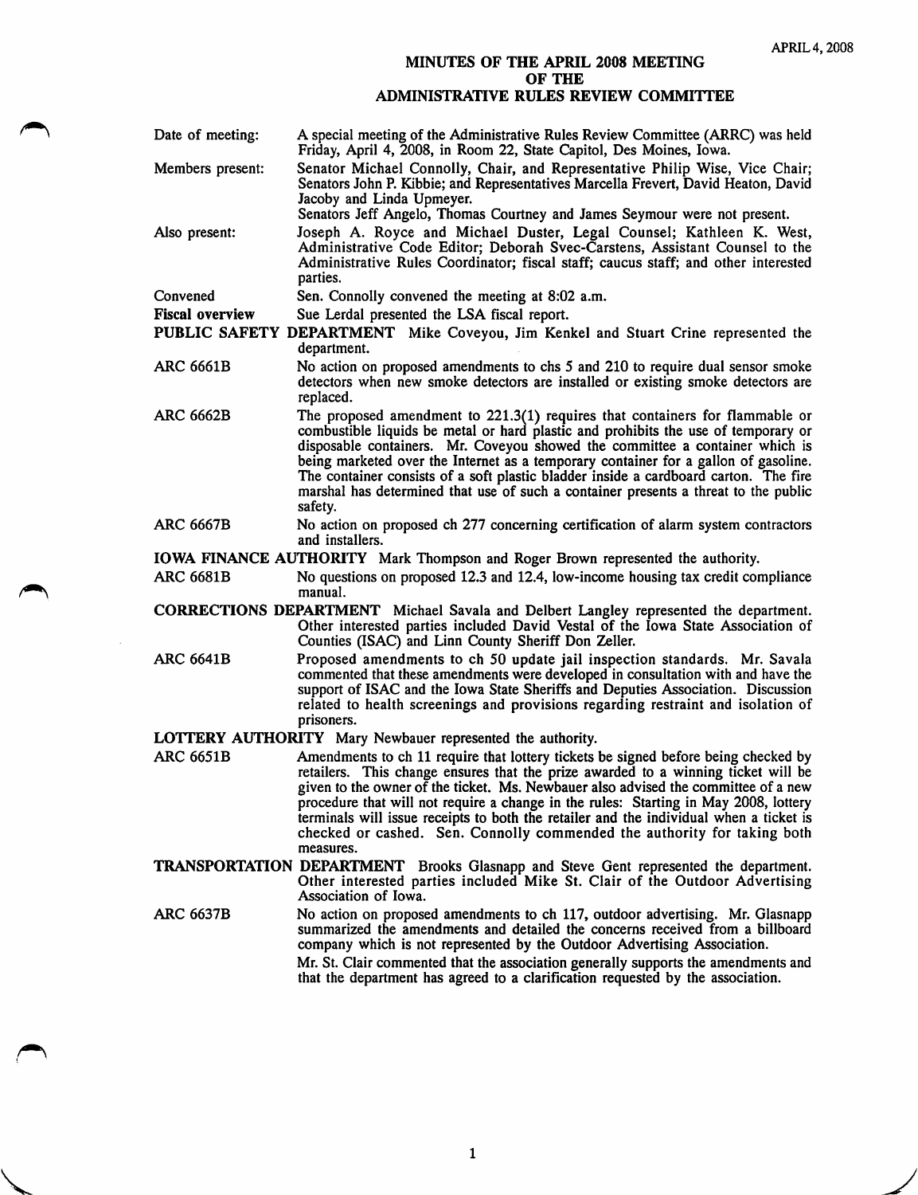APRIL 4, 2008

# MINUTES OF THE APRIL 2008 MEETING OF THE ADMINISTRATIVE RULES REVIEW COMMITTEE

**Date of meeting:** A special meeting of the Administrative Rules Review Committee (ARRC) was held Friday, April 4, 2008, in Room 22, State Capitol, Des Moines, Iowa.

**Members present:** Senator Michael Connolly, Chair, and Representative Philip Wise, Vice Chair; Senators John P. Kibbie; and Representatives Marcella Frevert, David Heaton, David Jacoby and Linda Upmeyer.
Senators Jeff Angelo, Thomas Courtney and James Seymour were not present.

**Also present:** Joseph A. Royce and Michael Duster, Legal Counsel; Kathleen K. West, Administrative Code Editor; Deborah Svec-Carstens, Assistant Counsel to the Administrative Rules Coordinator; fiscal staff; caucus staff; and other interested parties.

**Convened** Sen. Connolly convened the meeting at 8:02 a.m.

**Fiscal overview** Sue Lerdal presented the LSA fiscal report.

**PUBLIC SAFETY DEPARTMENT** Mike Coveyou, Jim Kenkel and Stuart Crine represented the department.

**ARC 6661B** No action on proposed amendments to chs 5 and 210 to require dual sensor smoke detectors when new smoke detectors are installed or existing smoke detectors are replaced.

**ARC 6662B** The proposed amendment to 221.3(1) requires that containers for flammable or combustible liquids be metal or hard plastic and prohibits the use of temporary or disposable containers. Mr. Coveyou showed the committee a container which is being marketed over the Internet as a temporary container for a gallon of gasoline. The container consists of a soft plastic bladder inside a cardboard carton. The fire marshal has determined that use of such a container presents a threat to the public safety.

**ARC 6667B** No action on proposed ch 277 concerning certification of alarm system contractors and installers.

**IOWA FINANCE AUTHORITY** Mark Thompson and Roger Brown represented the authority.

**ARC 6681B** No questions on proposed 12.3 and 12.4, low-income housing tax credit compliance manual.

**CORRECTIONS DEPARTMENT** Michael Savala and Delbert Langley represented the department. Other interested parties included David Vestal of the Iowa State Association of Counties (ISAC) and Linn County Sheriff Don Zeller.

**ARC 6641B** Proposed amendments to ch 50 update jail inspection standards. Mr. Savala commented that these amendments were developed in consultation with and have the support of ISAC and the Iowa State Sheriffs and Deputies Association. Discussion related to health screenings and provisions regarding restraint and isolation of prisoners.

**LOTTERY AUTHORITY** Mary Newbauer represented the authority.

**ARC 6651B** Amendments to ch 11 require that lottery tickets be signed before being checked by retailers. This change ensures that the prize awarded to a winning ticket will be given to the owner of the ticket. Ms. Newbauer also advised the committee of a new procedure that will not require a change in the rules: Starting in May 2008, lottery terminals will issue receipts to both the retailer and the individual when a ticket is checked or cashed. Sen. Connolly commended the authority for taking both measures.

**TRANSPORTATION DEPARTMENT** Brooks Glasnapp and Steve Gent represented the department. Other interested parties included Mike St. Clair of the Outdoor Advertising Association of Iowa.

**ARC 6637B** No action on proposed amendments to ch 117, outdoor advertising. Mr. Glasnapp summarized the amendments and detailed the concerns received from a billboard company which is not represented by the Outdoor Advertising Association.

Mr. St. Clair commented that the association generally supports the amendments and that the department has agreed to a clarification requested by the association.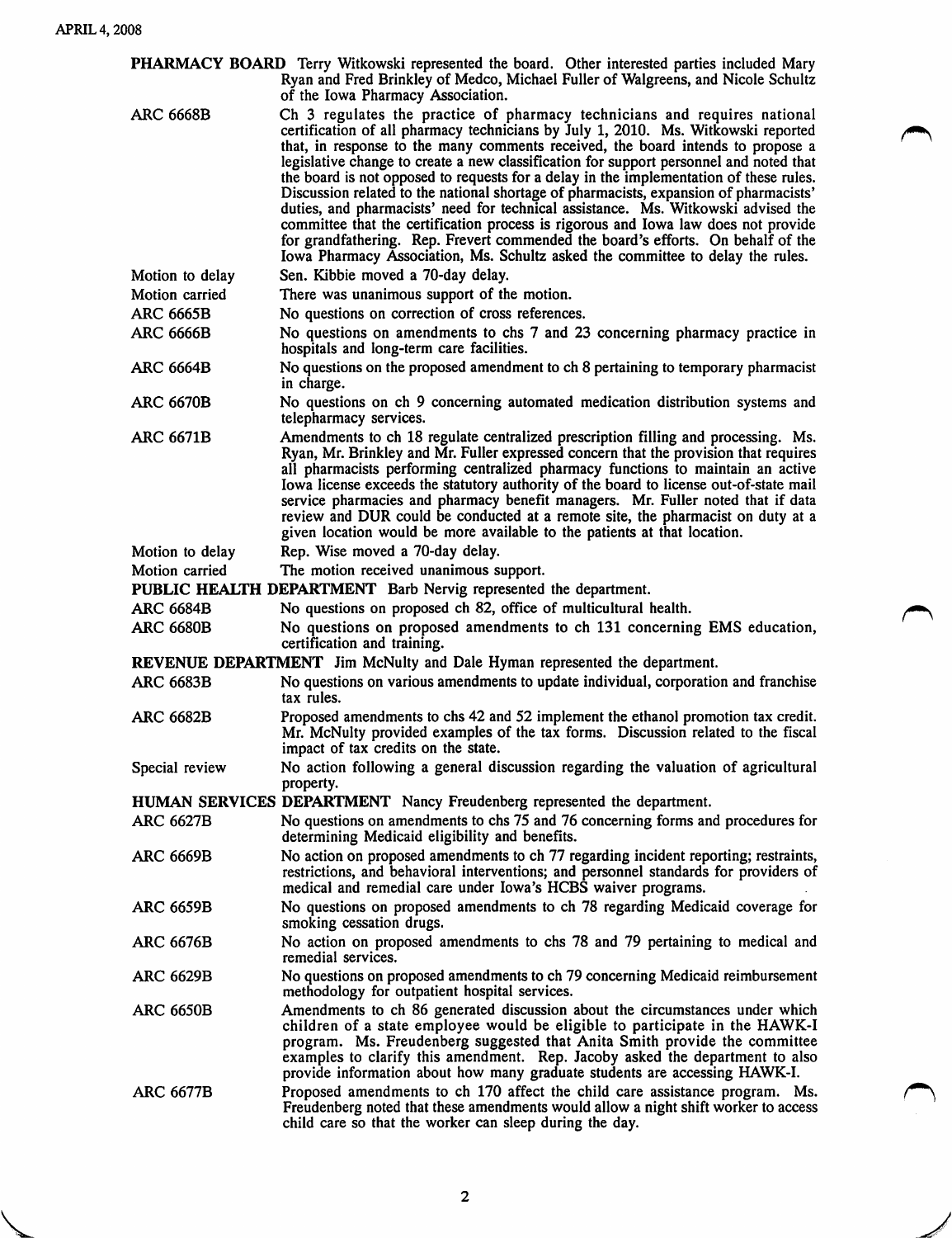**PHARMACY BOARD** Terry Witkowski represented the board. Other interested parties included Mary Ryan and Fred Brinkley of Medco, Michael Fuller of Walgreens, and Nicole Schultz of the Iowa Pharmacy Association.

ARC 6668B — Ch 3 regulates the practice of pharmacy technicians and requires national certification of all pharmacy technicians by July 1, 2010. Ms. Witkowski reported that, in response to the many comments received, the board intends to propose a legislative change to create a new classification for support personnel and noted that the board is not opposed to requests for a delay in the implementation of these rules. Discussion related to the national shortage of pharmacists, expansion of pharmacists' duties, and pharmacists' need for technical assistance. Ms. Witkowski advised the committee that the certification process is rigorous and Iowa law does not provide for grandfathering. Rep. Frevert commended the board's efforts. On behalf of the Iowa Pharmacy Association, Ms. Schultz asked the committee to delay the rules.

Motion to delay — Sen. Kibbie moved a 70-day delay.

Motion carried — There was unanimous support of the motion.

ARC 6665B — No questions on correction of cross references.

ARC 6666B — No questions on amendments to chs 7 and 23 concerning pharmacy practice in hospitals and long-term care facilities.

ARC 6664B — No questions on the proposed amendment to ch 8 pertaining to temporary pharmacist in charge.

ARC 6670B — No questions on ch 9 concerning automated medication distribution systems and telepharmacy services.

ARC 6671B — Amendments to ch 18 regulate centralized prescription filling and processing. Ms. Ryan, Mr. Brinkley and Mr. Fuller expressed concern that the provision that requires all pharmacists performing centralized pharmacy functions to maintain an active Iowa license exceeds the statutory authority of the board to license out-of-state mail service pharmacies and pharmacy benefit managers. Mr. Fuller noted that if data review and DUR could be conducted at a remote site, the pharmacist on duty at a given location would be more available to the patients at that location.

Motion to delay — Rep. Wise moved a 70-day delay.

Motion carried — The motion received unanimous support.

**PUBLIC HEALTH DEPARTMENT** Barb Nervig represented the department.

ARC 6684B — No questions on proposed ch 82, office of multicultural health.

ARC 6680B — No questions on proposed amendments to ch 131 concerning EMS education, certification and training.

**REVENUE DEPARTMENT** Jim McNulty and Dale Hyman represented the department.

ARC 6683B — No questions on various amendments to update individual, corporation and franchise tax rules.

ARC 6682B — Proposed amendments to chs 42 and 52 implement the ethanol promotion tax credit. Mr. McNulty provided examples of the tax forms. Discussion related to the fiscal impact of tax credits on the state.

Special review — No action following a general discussion regarding the valuation of agricultural property.

**HUMAN SERVICES DEPARTMENT** Nancy Freudenberg represented the department.

ARC 6627B — No questions on amendments to chs 75 and 76 concerning forms and procedures for determining Medicaid eligibility and benefits.

ARC 6669B — No action on proposed amendments to ch 77 regarding incident reporting; restraints, restrictions, and behavioral interventions; and personnel standards for providers of medical and remedial care under Iowa's HCBS waiver programs.

ARC 6659B — No questions on proposed amendments to ch 78 regarding Medicaid coverage for smoking cessation drugs.

ARC 6676B — No action on proposed amendments to chs 78 and 79 pertaining to medical and remedial services.

ARC 6629B — No questions on proposed amendments to ch 79 concerning Medicaid reimbursement methodology for outpatient hospital services.

ARC 6650B — Amendments to ch 86 generated discussion about the circumstances under which children of a state employee would be eligible to participate in the HAWK-I program. Ms. Freudenberg suggested that Anita Smith provide the committee examples to clarify this amendment. Rep. Jacoby asked the department to also provide information about how many graduate students are accessing HAWK-I.

ARC 6677B — Proposed amendments to ch 170 affect the child care assistance program. Ms. Freudenberg noted that these amendments would allow a night shift worker to access child care so that the worker can sleep during the day.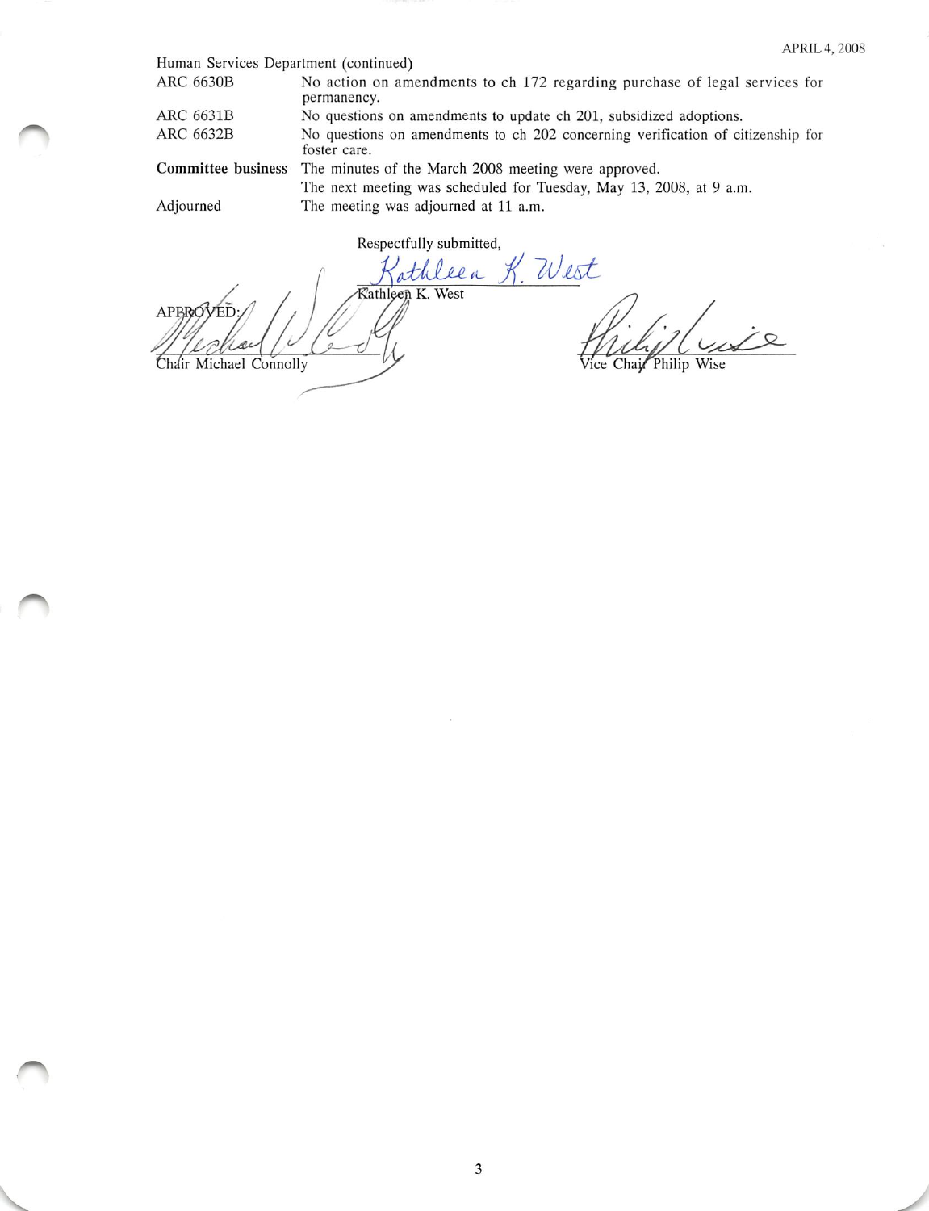Human Services Department (continued)

| | |
|---|---|
| ARC 6630B | No action on amendments to ch 172 regarding purchase of legal services for permanency. |
| ARC 6631B | No questions on amendments to update ch 201, subsidized adoptions. |
| ARC 6632B | No questions on amendments to ch 202 concerning verification of citizenship for foster care. |
| **Committee business** | The minutes of the March 2008 meeting were approved. |
| | The next meeting was scheduled for Tuesday, May 13, 2008, at 9 a.m. |
| Adjourned | The meeting was adjourned at 11 a.m. |

Respectfully submitted,

Kathleen K. West

Kathleen K. West

APPROVED:

Chair Michael Connolly

Vice Chair Philip Wise